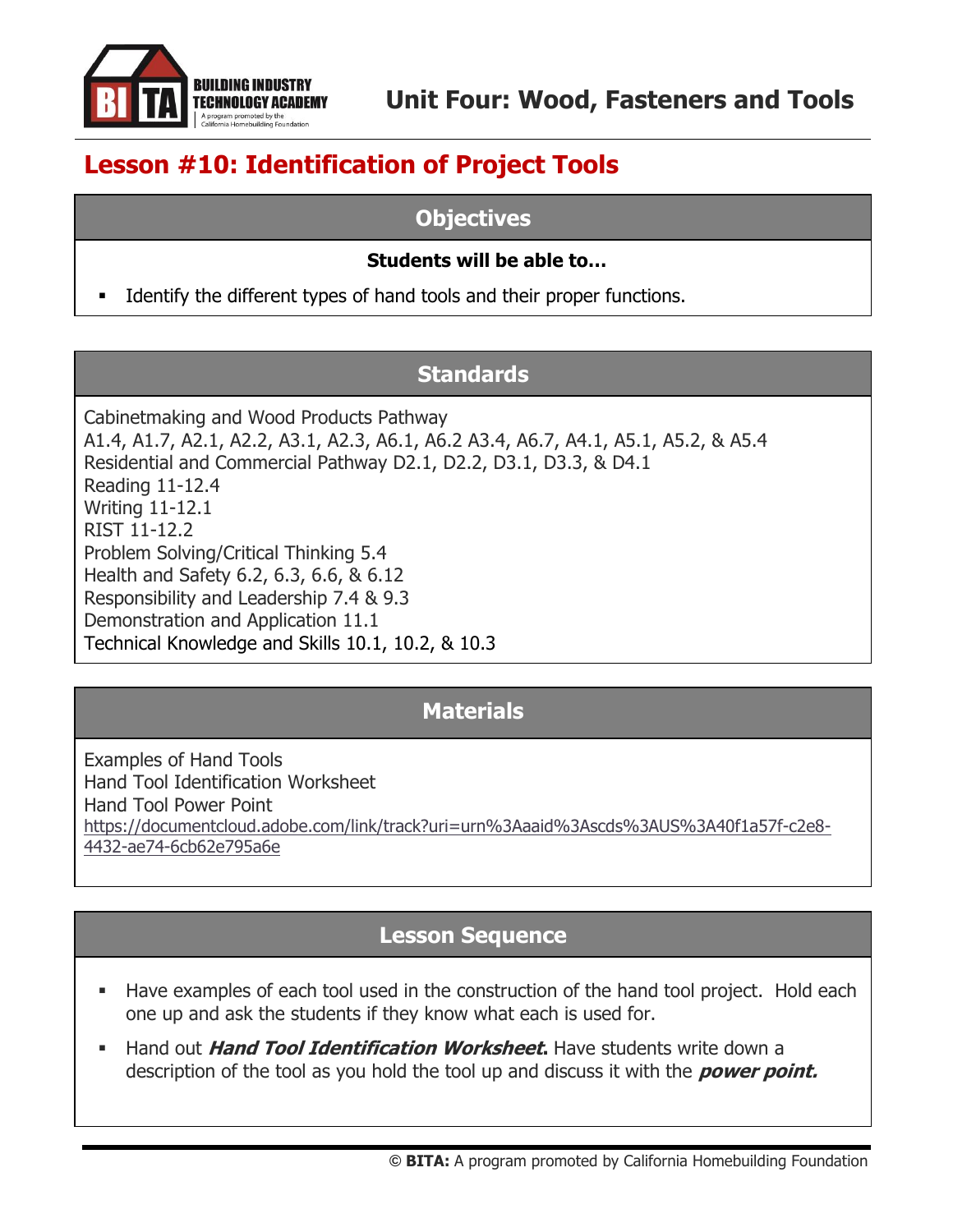# Unit Four: Wood, Fasteners and Tools

## Lesson #10: Identification of Project Tools

### Objectives

**Students will be able to…**

- Identify the different types of hand tools and their proper functions.

### Standards

Cabinetmaking and Wood Products Pathway
A1.4, A1.7, A2.1, A2.2, A3.1, A2.3, A6.1, A6.2 A3.4, A6.7, A4.1, A5.1, A5.2, & A5.4
Residential and Commercial Pathway D2.1, D2.2, D3.1, D3.3, & D4.1
Reading 11-12.4
Writing 11-12.1
RIST 11-12.2
Problem Solving/Critical Thinking 5.4
Health and Safety 6.2, 6.3, 6.6, & 6.12
Responsibility and Leadership 7.4 & 9.3
Demonstration and Application 11.1
Technical Knowledge and Skills 10.1, 10.2, & 10.3

### Materials

Examples of Hand Tools
Hand Tool Identification Worksheet
Hand Tool Power Point
https://documentcloud.adobe.com/link/track?uri=urn%3Aaaid%3Ascds%3AUS%3A40f1a57f-c2e8-4432-ae74-6cb62e795a6e

### Lesson Sequence

- Have examples of each tool used in the construction of the hand tool project. Hold each one up and ask the students if they know what each is used for.
- Hand out ***Hand Tool Identification Worksheet***. Have students write down a description of the tool as you hold the tool up and discuss it with the ***power point.***

© **BITA:** A program promoted by California Homebuilding Foundation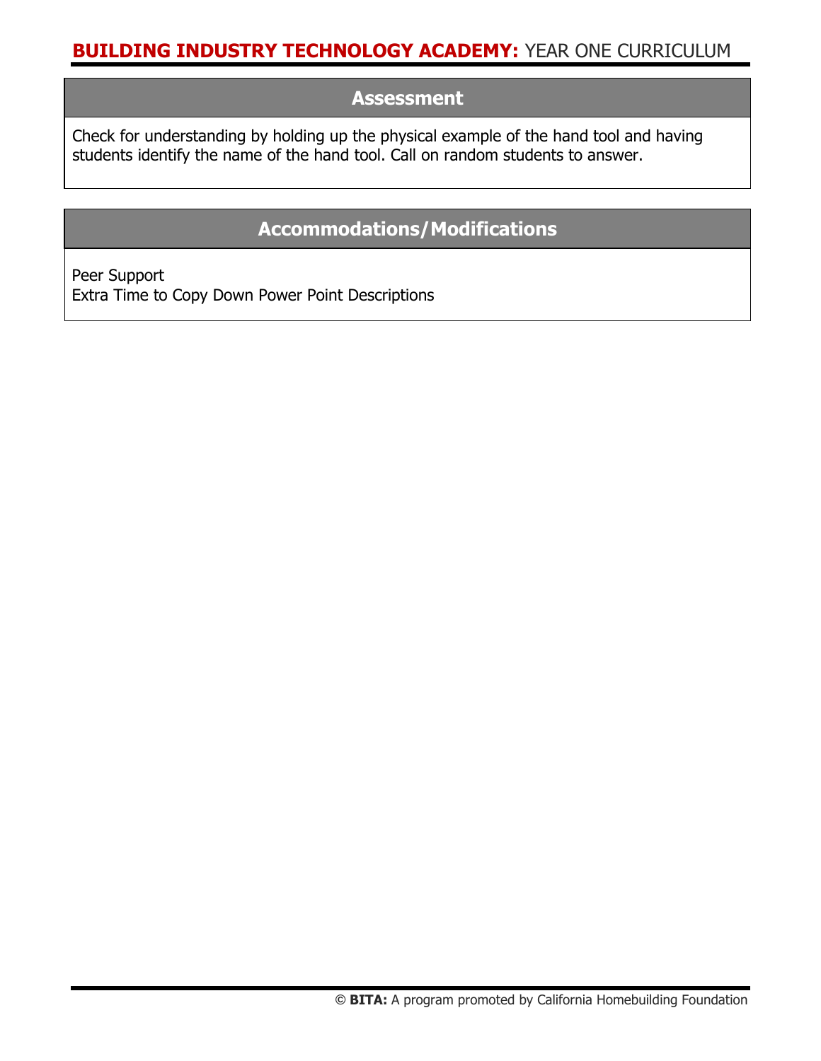## Assessment

Check for understanding by holding up the physical example of the hand tool and having students identify the name of the hand tool. Call on random students to answer.

## Accommodations/Modifications

Peer Support
Extra Time to Copy Down Power Point Descriptions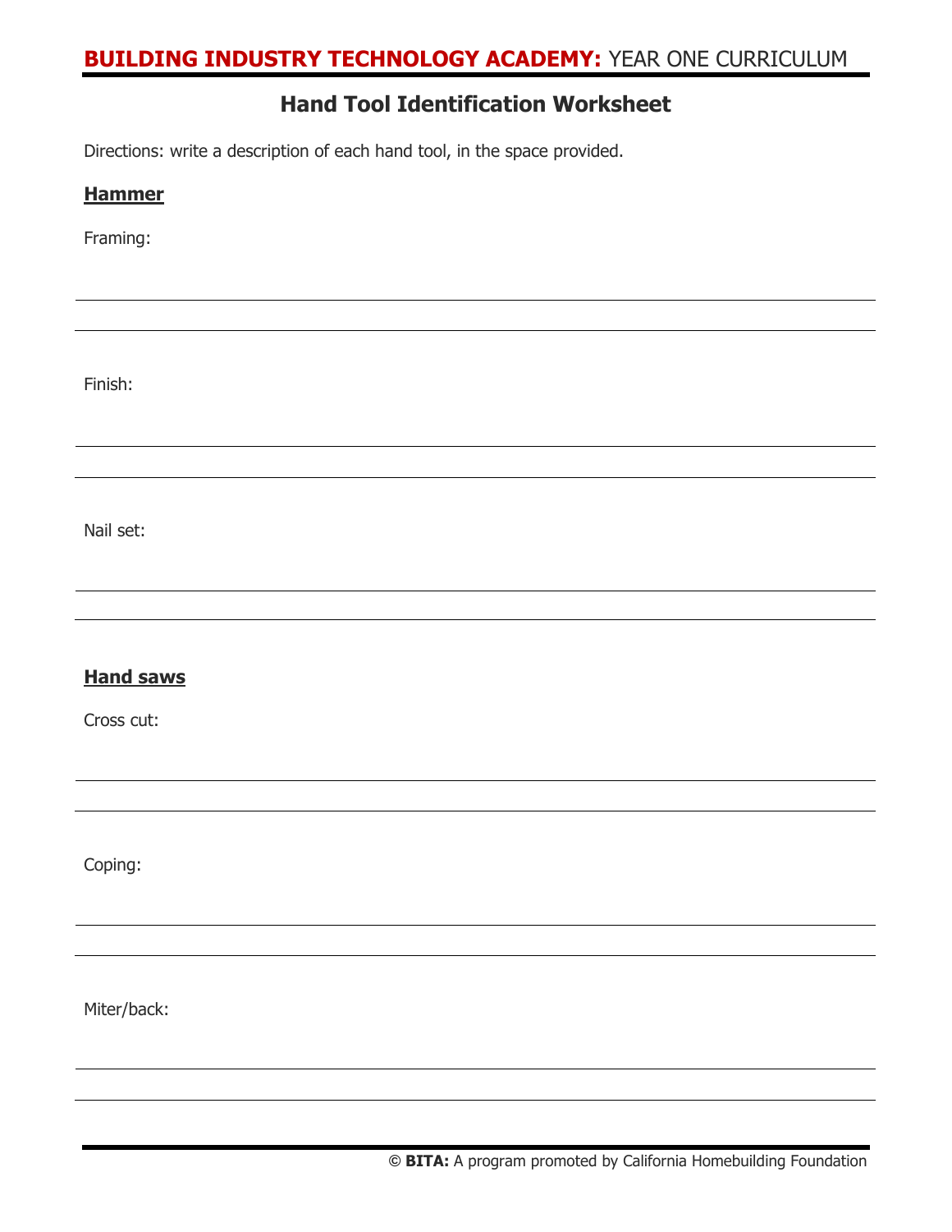## Hand Tool Identification Worksheet

Directions: write a description of each hand tool, in the space provided.

**Hammer**

Framing:

---

---

Finish:

---

---

Nail set:

---

---

**Hand saws**

Cross cut:

---

---

Coping:

---

---

Miter/back:

---

---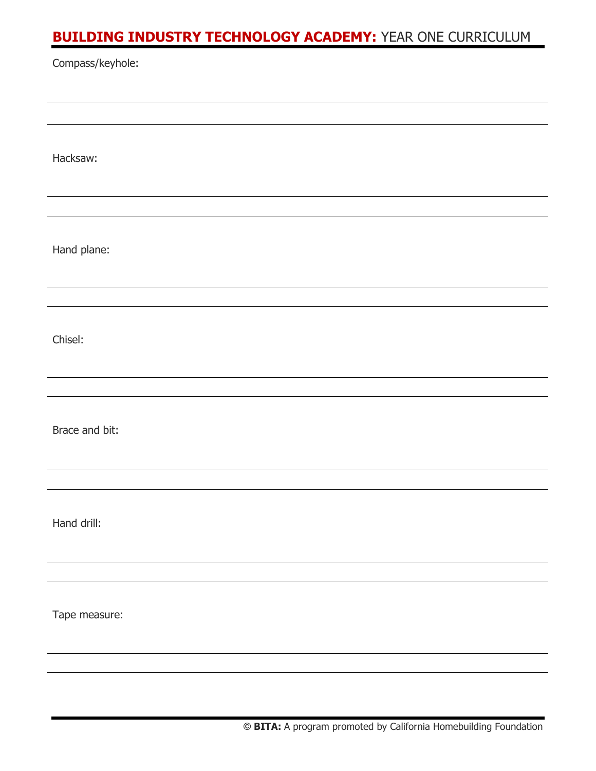Compass/keyhole:

Hacksaw:

Hand plane:

Chisel:

Brace and bit:

Hand drill:

Tape measure: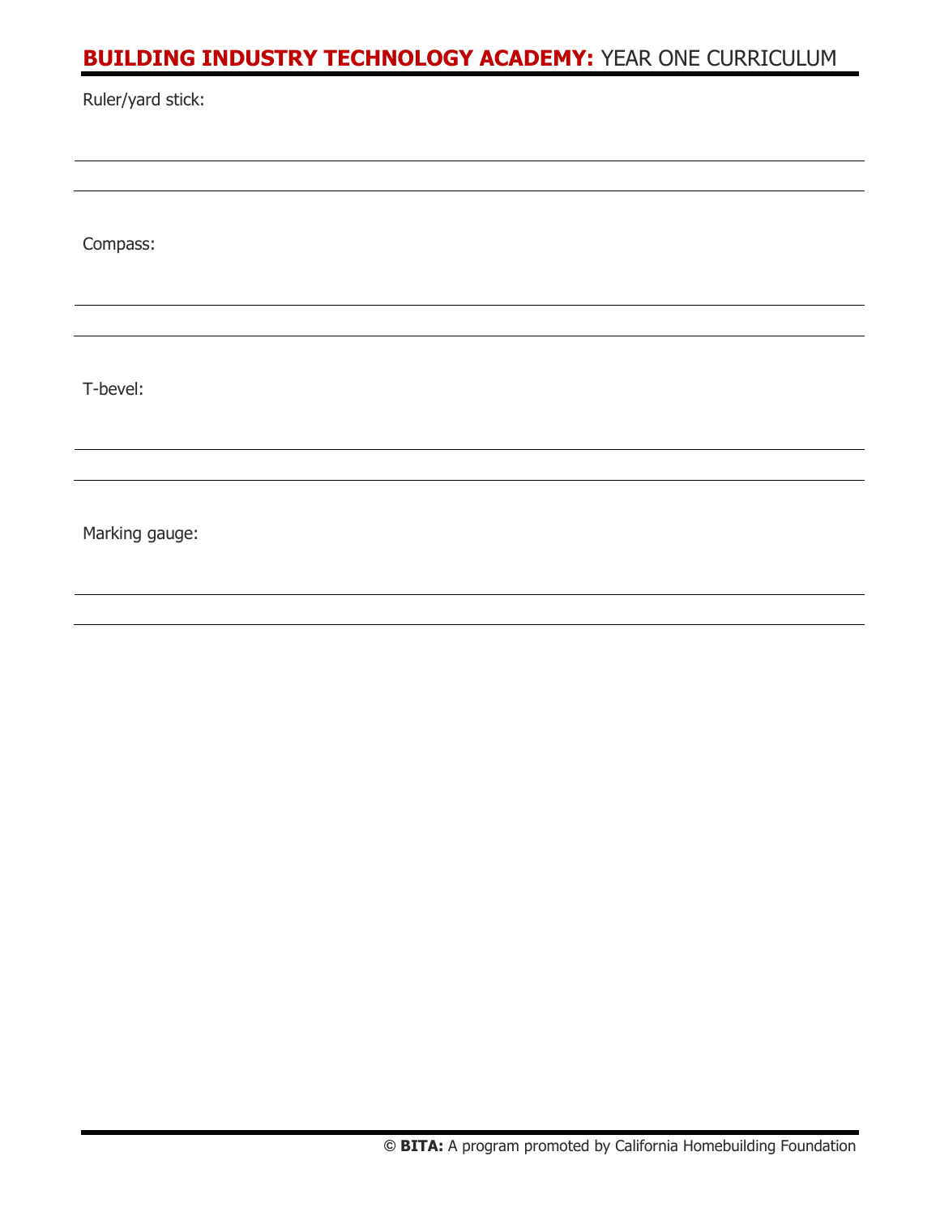Ruler/yard stick:

Compass:

T-bevel:

Marking gauge: